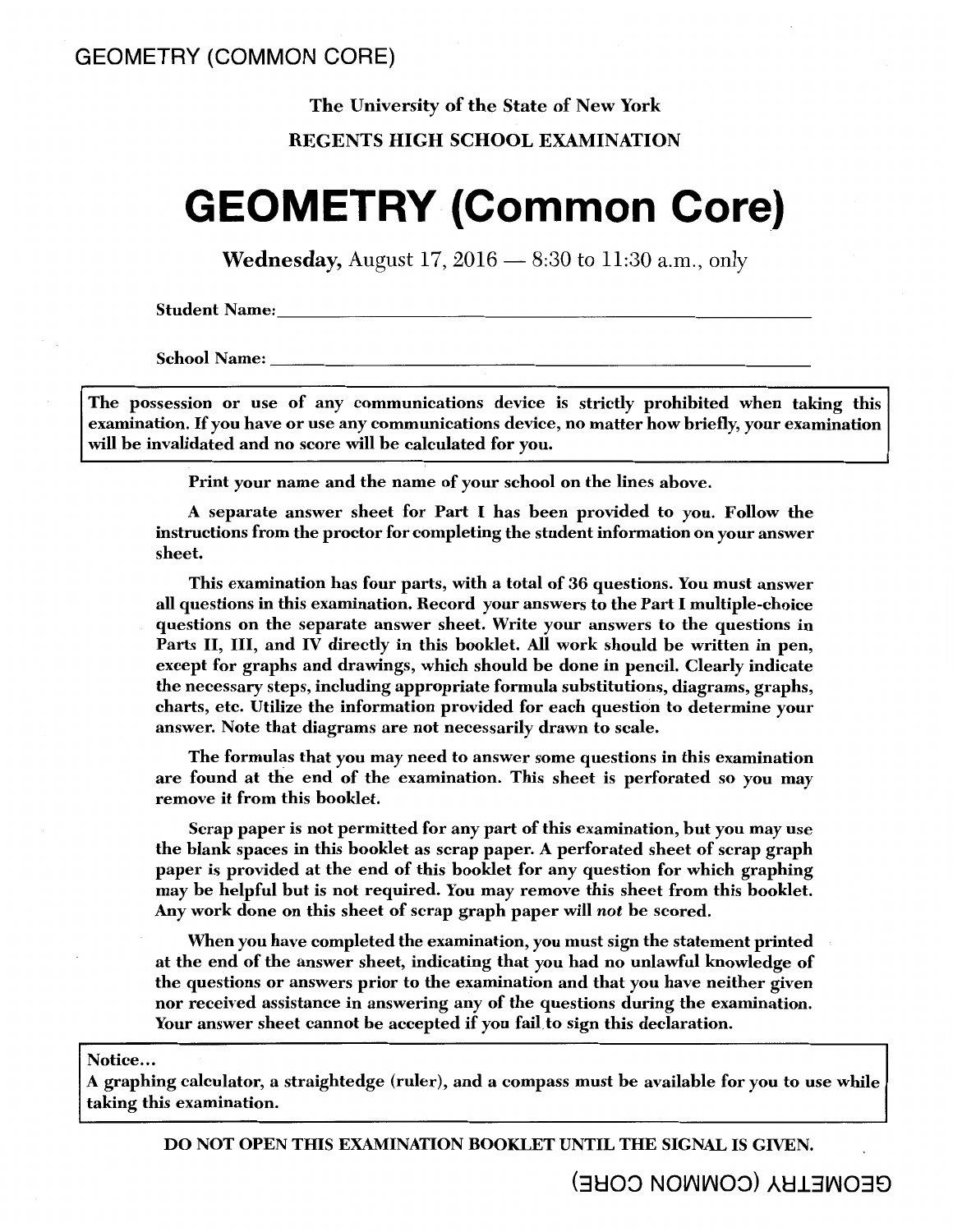GEOMETRY (COMMON CORE)

**The University of the State of New York**

**REGENTS HIGH SCHOOL EXAMINATION**

# GEOMETRY (Common Core)

**Wednesday,** August 17, 2016 — 8:30 to 11:30 a.m., only

**Student Name:** ______________________________________________

**School Name:** ______________________________________________

**The possession or use of any communications device is strictly prohibited when taking this examination. If you have or use any communications device, no matter how briefly, your examination will be invalidated and no score will be calculated for you.**

**Print your name and the name of your school on the lines above.**

**A separate answer sheet for Part I has been provided to you. Follow the instructions from the proctor for completing the student information on your answer sheet.**

**This examination has four parts, with a total of 36 questions. You must answer all questions in this examination. Record your answers to the Part I multiple-choice questions on the separate answer sheet. Write your answers to the questions in Parts II, III, and IV directly in this booklet. All work should be written in pen, except for graphs and drawings, which should be done in pencil. Clearly indicate the necessary steps, including appropriate formula substitutions, diagrams, graphs, charts, etc. Utilize the information provided for each question to determine your answer. Note that diagrams are not necessarily drawn to scale.**

**The formulas that you may need to answer some questions in this examination are found at the end of the examination. This sheet is perforated so you may remove it from this booklet.**

**Scrap paper is not permitted for any part of this examination, but you may use the blank spaces in this booklet as scrap paper. A perforated sheet of scrap graph paper is provided at the end of this booklet for any question for which graphing may be helpful but is not required. You may remove this sheet from this booklet. Any work done on this sheet of scrap graph paper will *not* be scored.**

**When you have completed the examination, you must sign the statement printed at the end of the answer sheet, indicating that you had no unlawful knowledge of the questions or answers prior to the examination and that you have neither given nor received assistance in answering any of the questions during the examination. Your answer sheet cannot be accepted if you fail to sign this declaration.**

**Notice…**
**A graphing calculator, a straightedge (ruler), and a compass must be available for you to use while taking this examination.**

**DO NOT OPEN THIS EXAMINATION BOOKLET UNTIL THE SIGNAL IS GIVEN.**

GEOMETRY (COMMON CORE)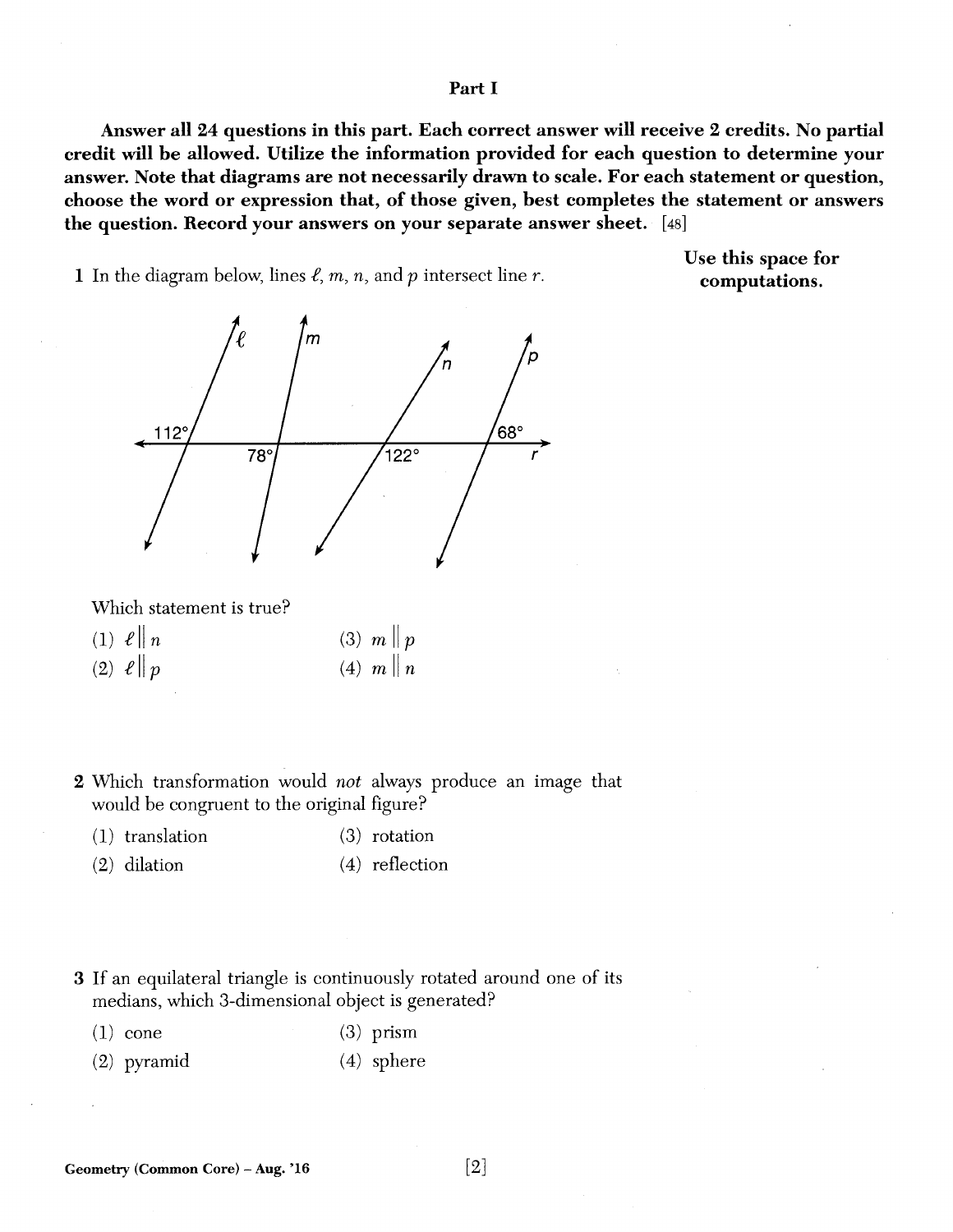## Part I

**Answer all 24 questions in this part. Each correct answer will receive 2 credits. No partial credit will be allowed. Utilize the information provided for each question to determine your answer. Note that diagrams are not necessarily drawn to scale. For each statement or question, choose the word or expression that, of those given, best completes the statement or answers the question. Record your answers on your separate answer sheet.** [48]

**Use this space for computations.**

1 In the diagram below, lines $\ell$, $m$, $n$, and $p$ intersect line $r$.

Which statement is true?

(1) $\ell \parallel n$  
(2) $\ell \parallel p$  
(3) $m \parallel p$  
(4) $m \parallel n$

2 Which transformation would *not* always produce an image that would be congruent to the original figure?

(1) translation  
(2) dilation  
(3) rotation  
(4) reflection

3 If an equilateral triangle is continuously rotated around one of its medians, which 3-dimensional object is generated?

(1) cone  
(2) pyramid  
(3) prism  
(4) sphere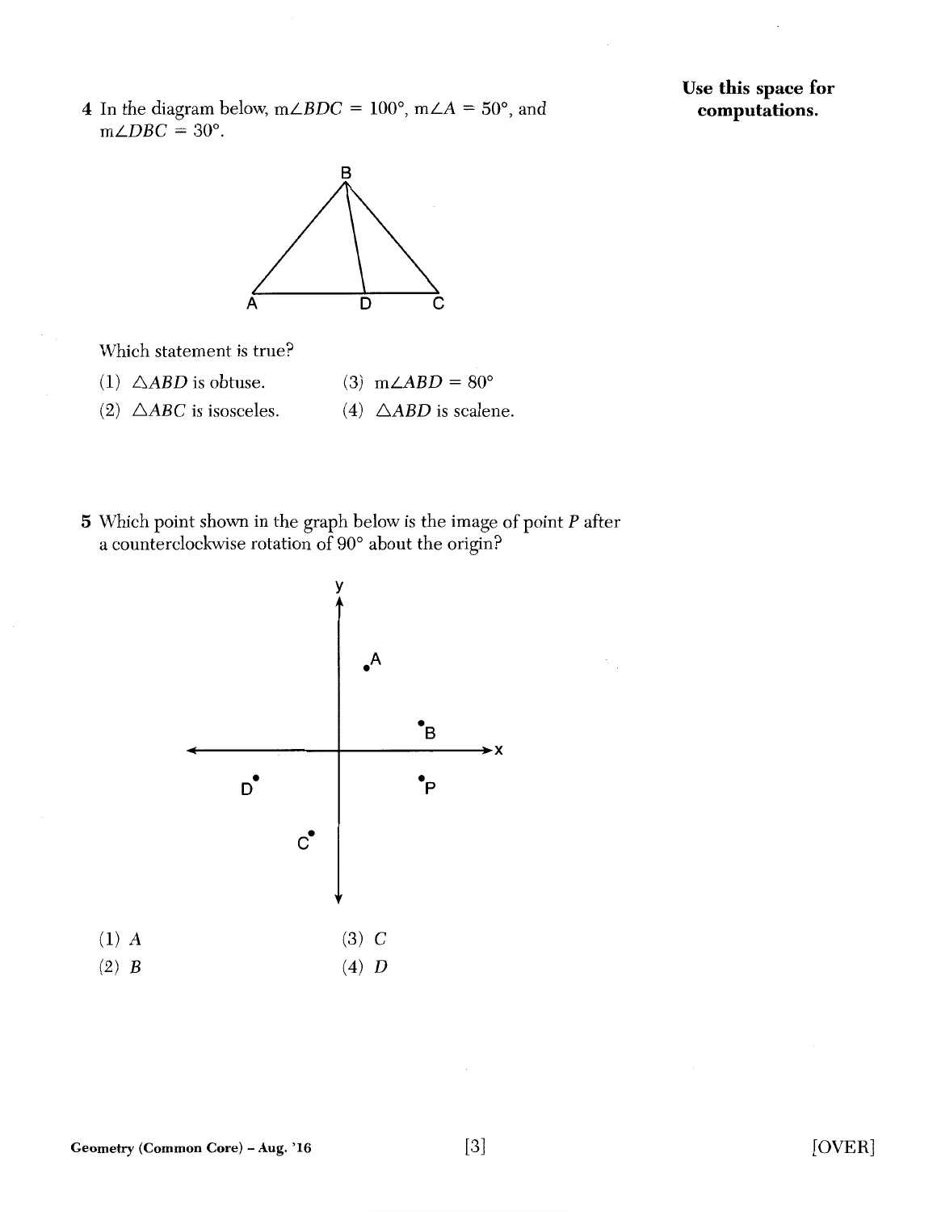**Use this space for computations.**

4 In the diagram below, $m\angle BDC = 100°$, $m\angle A = 50°$, and $m\angle DBC = 30°$.

Which statement is true?

(1) $\triangle ABD$ is obtuse.

(2) $\triangle ABC$ is isosceles.

(3) $m\angle ABD = 80°$

(4) $\triangle ABD$ is scalene.

5 Which point shown in the graph below is the image of point $P$ after a counterclockwise rotation of 90° about the origin?

(1) $A$

(2) $B$

(3) $C$

(4) $D$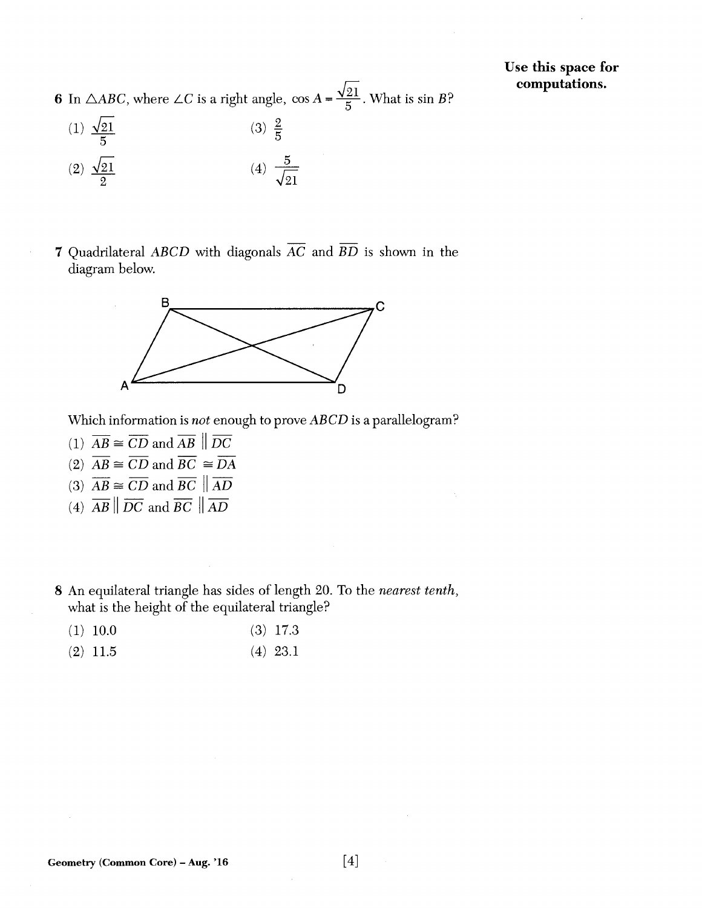Use this space for computations.

6 In $\triangle ABC$, where $\angle C$ is a right angle, $\cos A = \frac{\sqrt{21}}{5}$. What is $\sin B$?

(1) $\frac{\sqrt{21}}{5}$

(2) $\frac{\sqrt{21}}{2}$

(3) $\frac{2}{5}$

(4) $\frac{5}{\sqrt{21}}$

7 Quadrilateral $ABCD$ with diagonals $\overline{AC}$ and $\overline{BD}$ is shown in the diagram below.

Which information is *not* enough to prove $ABCD$ is a parallelogram?

(1) $\overline{AB} \cong \overline{CD}$ and $\overline{AB} \parallel \overline{DC}$

(2) $\overline{AB} \cong \overline{CD}$ and $\overline{BC} \cong \overline{DA}$

(3) $\overline{AB} \cong \overline{CD}$ and $\overline{BC} \parallel \overline{AD}$

(4) $\overline{AB} \parallel \overline{DC}$ and $\overline{BC} \parallel \overline{AD}$

8 An equilateral triangle has sides of length 20. To the *nearest tenth*, what is the height of the equilateral triangle?

(1) 10.0

(2) 11.5

(3) 17.3

(4) 23.1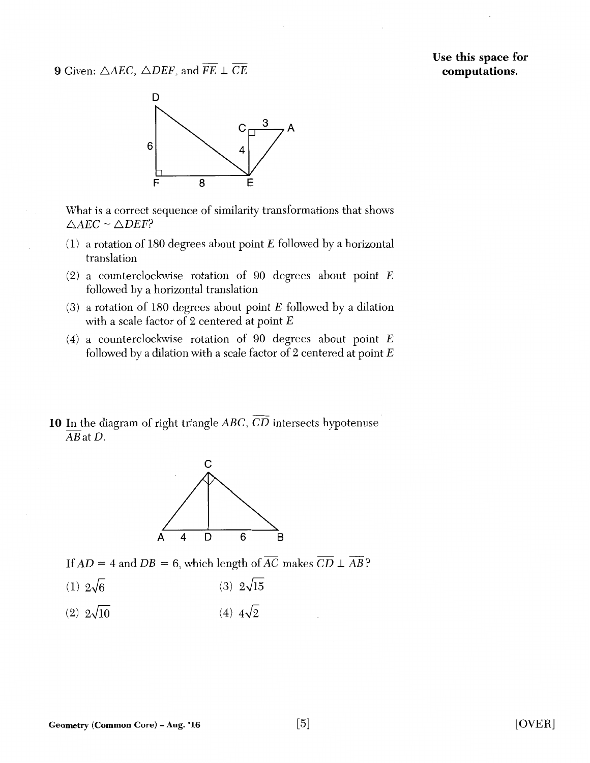**Use this space for computations.**

**9** Given: $\triangle AEC$, $\triangle DEF$, and $\overline{FE} \perp \overline{CE}$

What is a correct sequence of similarity transformations that shows $\triangle AEC \sim \triangle DEF$?

(1) a rotation of 180 degrees about point $E$ followed by a horizontal translation

(2) a counterclockwise rotation of 90 degrees about point $E$ followed by a horizontal translation

(3) a rotation of 180 degrees about point $E$ followed by a dilation with a scale factor of 2 centered at point $E$

(4) a counterclockwise rotation of 90 degrees about point $E$ followed by a dilation with a scale factor of 2 centered at point $E$

**10** In the diagram of right triangle $ABC$, $\overline{CD}$ intersects hypotenuse $\overline{AB}$ at $D$.

If $AD = 4$ and $DB = 6$, which length of $\overline{AC}$ makes $\overline{CD} \perp \overline{AB}$?

(1) $2\sqrt{6}$

(2) $2\sqrt{10}$

(3) $2\sqrt{15}$

(4) $4\sqrt{2}$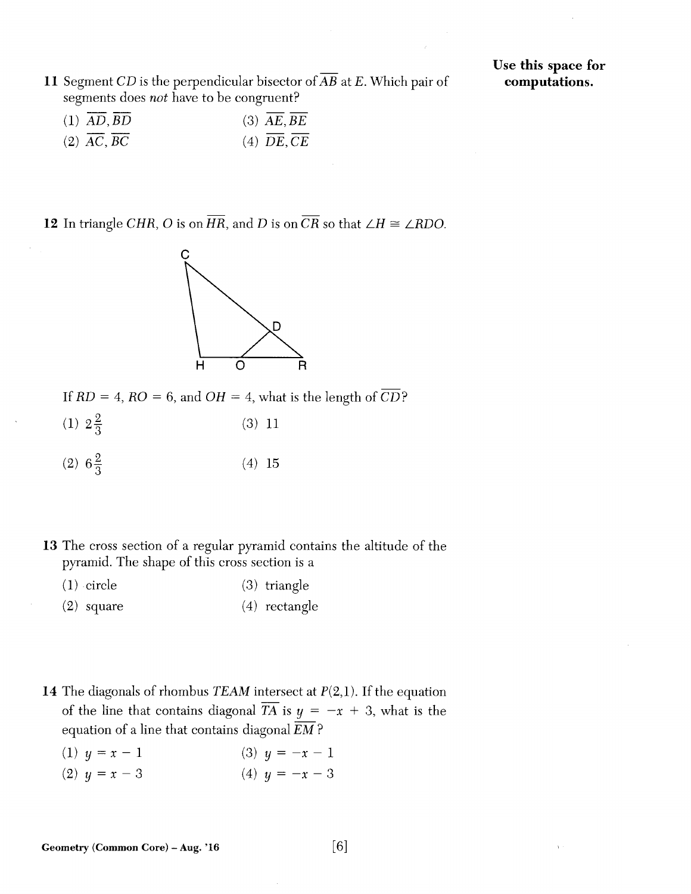**Use this space for computations.**

11 Segment $CD$ is the perpendicular bisector of $\overline{AB}$ at $E$. Which pair of segments does *not* have to be congruent?

(1) $\overline{AD}, \overline{BD}$

(2) $\overline{AC}, \overline{BC}$

(3) $\overline{AE}, \overline{BE}$

(4) $\overline{DE}, \overline{CE}$

12 In triangle $CHR$, $O$ is on $\overline{HR}$, and $D$ is on $\overline{CR}$ so that $\angle H \cong \angle RDO$.

If $RD = 4$, $RO = 6$, and $OH = 4$, what is the length of $\overline{CD}$?

(1) $2\frac{2}{3}$

(2) $6\frac{2}{3}$

(3) 11

(4) 15

13 The cross section of a regular pyramid contains the altitude of the pyramid. The shape of this cross section is a

(1) circle

(2) square

(3) triangle

(4) rectangle

14 The diagonals of rhombus $TEAM$ intersect at $P(2,1)$. If the equation of the line that contains diagonal $\overline{TA}$ is $y = -x + 3$, what is the equation of a line that contains diagonal $\overline{EM}$?

(1) $y = x - 1$

(2) $y = x - 3$

(3) $y = -x - 1$

(4) $y = -x - 3$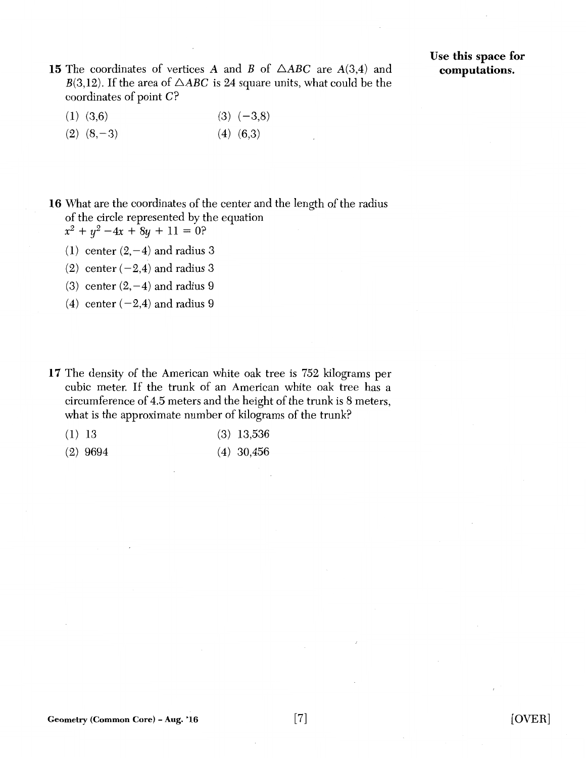Use this space for computations.

**15** The coordinates of vertices $A$ and $B$ of $\triangle ABC$ are $A(3,4)$ and $B(3,12)$. If the area of $\triangle ABC$ is 24 square units, what could be the coordinates of point $C$?

(1) $(3,6)$

(2) $(8,-3)$

(3) $(-3,8)$

(4) $(6,3)$

**16** What are the coordinates of the center and the length of the radius of the circle represented by the equation $x^2 + y^2 - 4x + 8y + 11 = 0$?

(1) center $(2,-4)$ and radius 3

(2) center $(-2,4)$ and radius 3

(3) center $(2,-4)$ and radius 9

(4) center $(-2,4)$ and radius 9

**17** The density of the American white oak tree is 752 kilograms per cubic meter. If the trunk of an American white oak tree has a circumference of 4.5 meters and the height of the trunk is 8 meters, what is the approximate number of kilograms of the trunk?

(1) 13

(2) 9694

(3) 13,536

(4) 30,456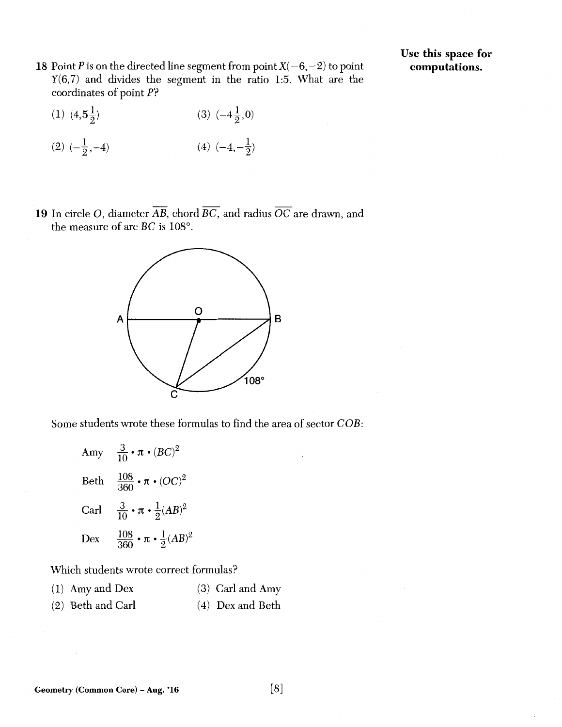Use this space for computations.

18 Point $P$ is on the directed line segment from point $X(-6,-2)$ to point $Y(6,7)$ and divides the segment in the ratio 1:5. What are the coordinates of point $P$?

(1) $(4,5\frac{1}{2})$

(2) $(-\frac{1}{2},-4)$

(3) $(-4\frac{1}{2},0)$

(4) $(-4,-\frac{1}{2})$

19 In circle $O$, diameter $\overline{AB}$, chord $\overline{BC}$, and radius $\overline{OC}$ are drawn, and the measure of arc $BC$ is 108°.

Some students wrote these formulas to find the area of sector $COB$:

Amy $\frac{3}{10} \cdot \pi \cdot (BC)^2$

Beth $\frac{108}{360} \cdot \pi \cdot (OC)^2$

Carl $\frac{3}{10} \cdot \pi \cdot \frac{1}{2}(AB)^2$

Dex $\frac{108}{360} \cdot \pi \cdot \frac{1}{2}(AB)^2$

Which students wrote correct formulas?

(1) Amy and Dex

(2) Beth and Carl

(3) Carl and Amy

(4) Dex and Beth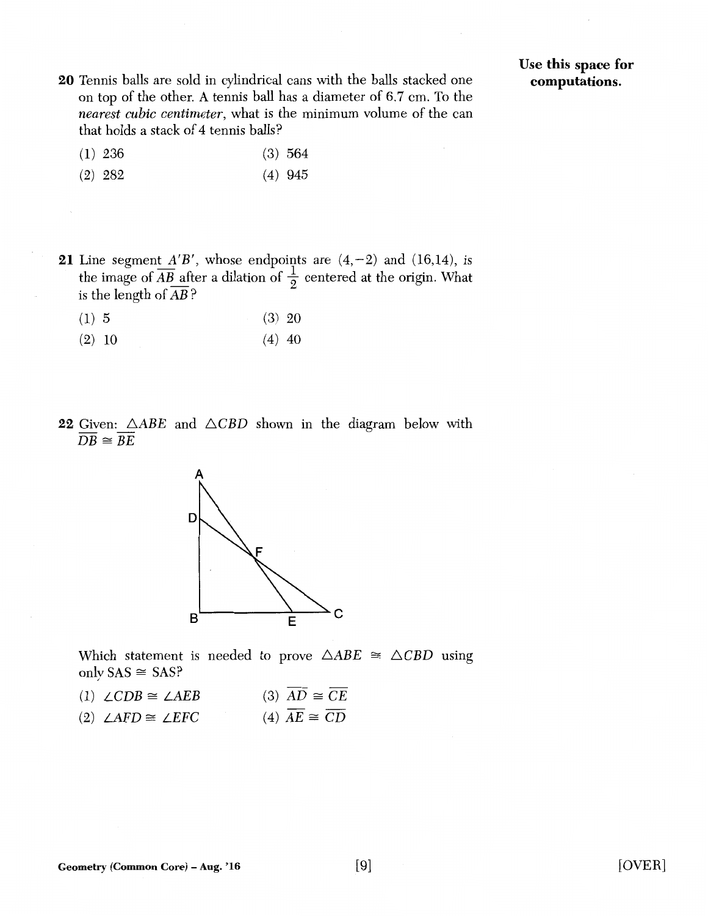**Use this space for computations.**

20 Tennis balls are sold in cylindrical cans with the balls stacked one on top of the other. A tennis ball has a diameter of 6.7 cm. To the *nearest cubic centimeter*, what is the minimum volume of the can that holds a stack of 4 tennis balls?

(1) 236 (3) 564

(2) 282 (4) 945

21 Line segment $\overline{A'B'}$, whose endpoints are $(4,-2)$ and $(16,14)$, is the image of $\overline{AB}$ after a dilation of $\frac{1}{2}$ centered at the origin. What is the length of $\overline{AB}$?

(1) 5 (3) 20

(2) 10 (4) 40

22 Given: $\triangle ABE$ and $\triangle CBD$ shown in the diagram below with $\overline{DB} \cong \overline{BE}$

Which statement is needed to prove $\triangle ABE \cong \triangle CBD$ using only SAS $\cong$ SAS?

(1) $\angle CDB \cong \angle AEB$ (3) $\overline{AD} \cong \overline{CE}$

(2) $\angle AFD \cong \angle EFC$ (4) $\overline{AE} \cong \overline{CD}$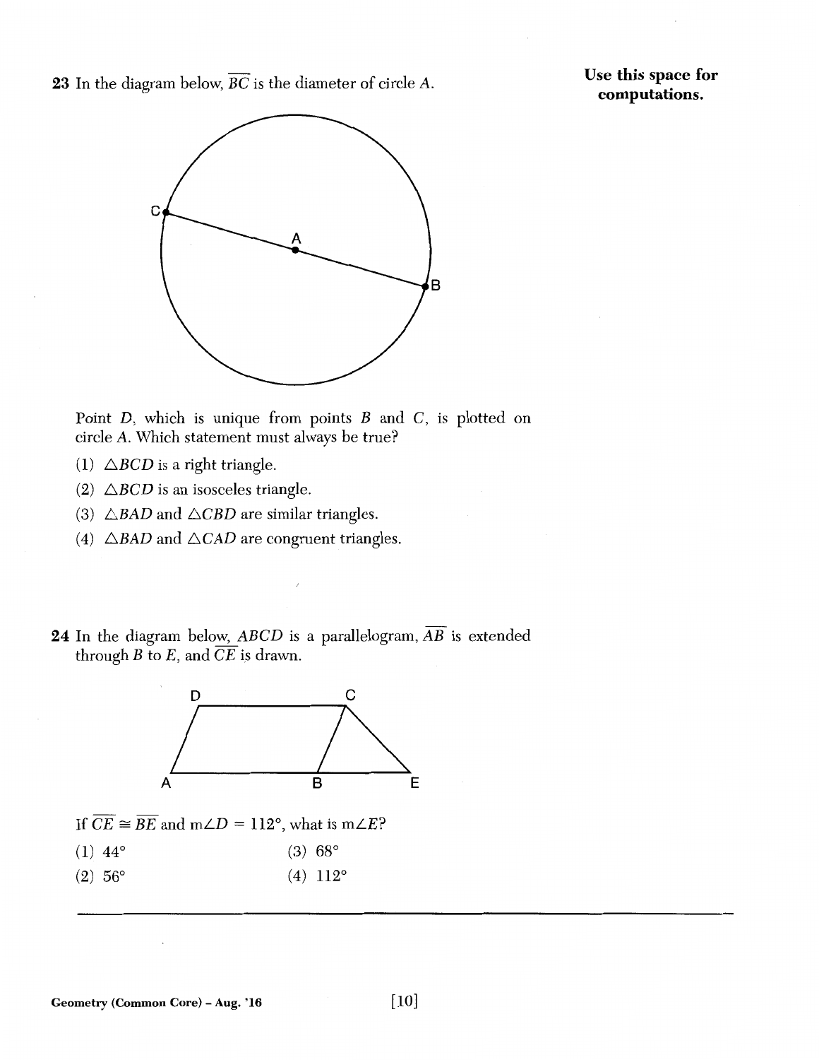**23** In the diagram below, $\overline{BC}$ is the diameter of circle $A$.

Point $D$, which is unique from points $B$ and $C$, is plotted on circle $A$. Which statement must always be true?

(1) $\triangle BCD$ is a right triangle.

(2) $\triangle BCD$ is an isosceles triangle.

(3) $\triangle BAD$ and $\triangle CBD$ are similar triangles.

(4) $\triangle BAD$ and $\triangle CAD$ are congruent triangles.

**24** In the diagram below, $ABCD$ is a parallelogram, $\overline{AB}$ is extended through $B$ to $E$, and $\overline{CE}$ is drawn.

If $\overline{CE} \cong \overline{BE}$ and $m\angle D = 112°$, what is $m\angle E$?

(1) 44°

(2) 56°

(3) 68°

(4) 112°

**Use this space for computations.**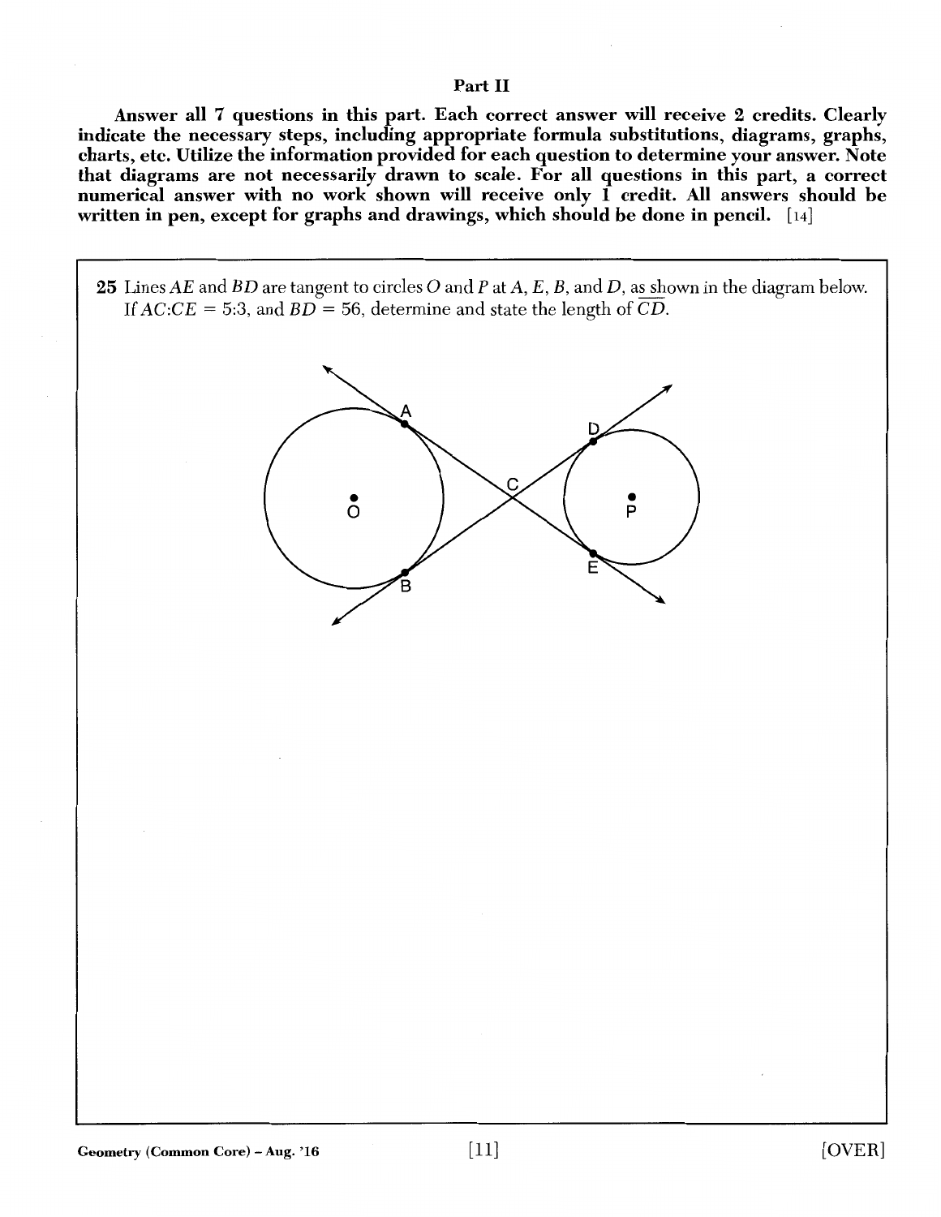## Part II

**Answer all 7 questions in this part. Each correct answer will receive 2 credits. Clearly indicate the necessary steps, including appropriate formula substitutions, diagrams, graphs, charts, etc. Utilize the information provided for each question to determine your answer. Note that diagrams are not necessarily drawn to scale. For all questions in this part, a correct numerical answer with no work shown will receive only 1 credit. All answers should be written in pen, except for graphs and drawings, which should be done in pencil.** [14]

**25** Lines $AE$ and $BD$ are tangent to circles $O$ and $P$ at $A$, $E$, $B$, and $D$, as shown in the diagram below. If $AC:CE = 5:3$, and $BD = 56$, determine and state the length of $\overline{CD}$.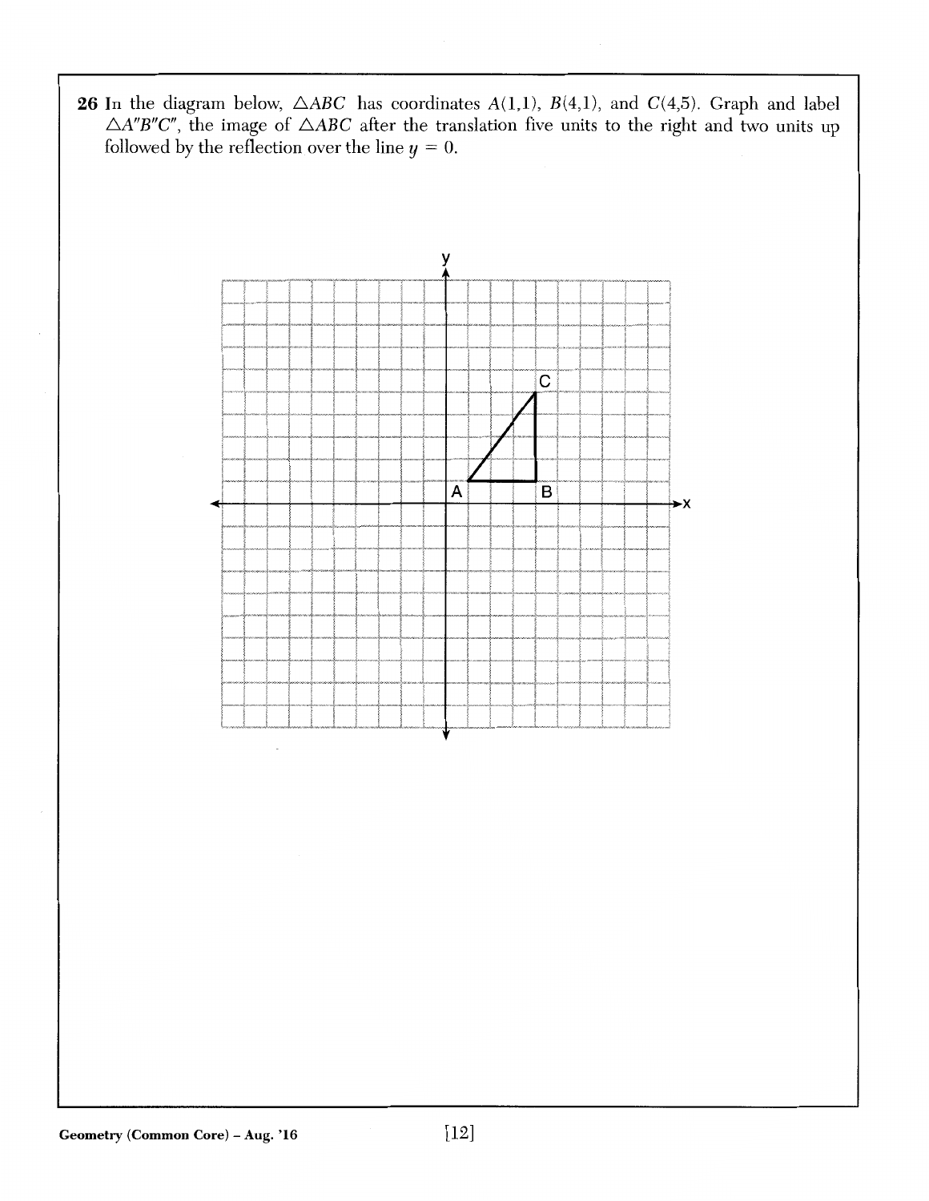**26** In the diagram below, $\triangle ABC$ has coordinates $A(1,1)$, $B(4,1)$, and $C(4,5)$. Graph and label $\triangle A''B''C''$, the image of $\triangle ABC$ after the translation five units to the right and two units up followed by the reflection over the line $y = 0$.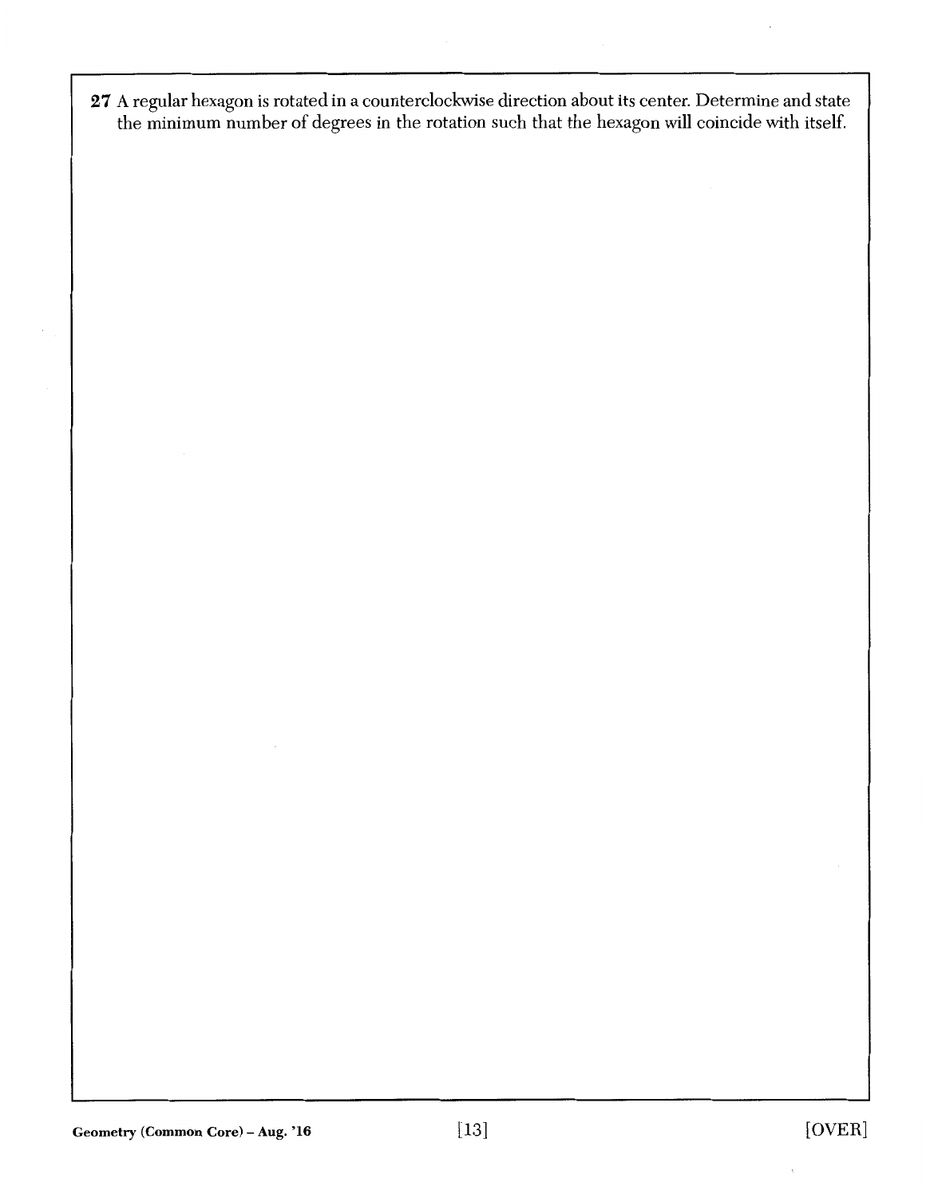**27** A regular hexagon is rotated in a counterclockwise direction about its center. Determine and state the minimum number of degrees in the rotation such that the hexagon will coincide with itself.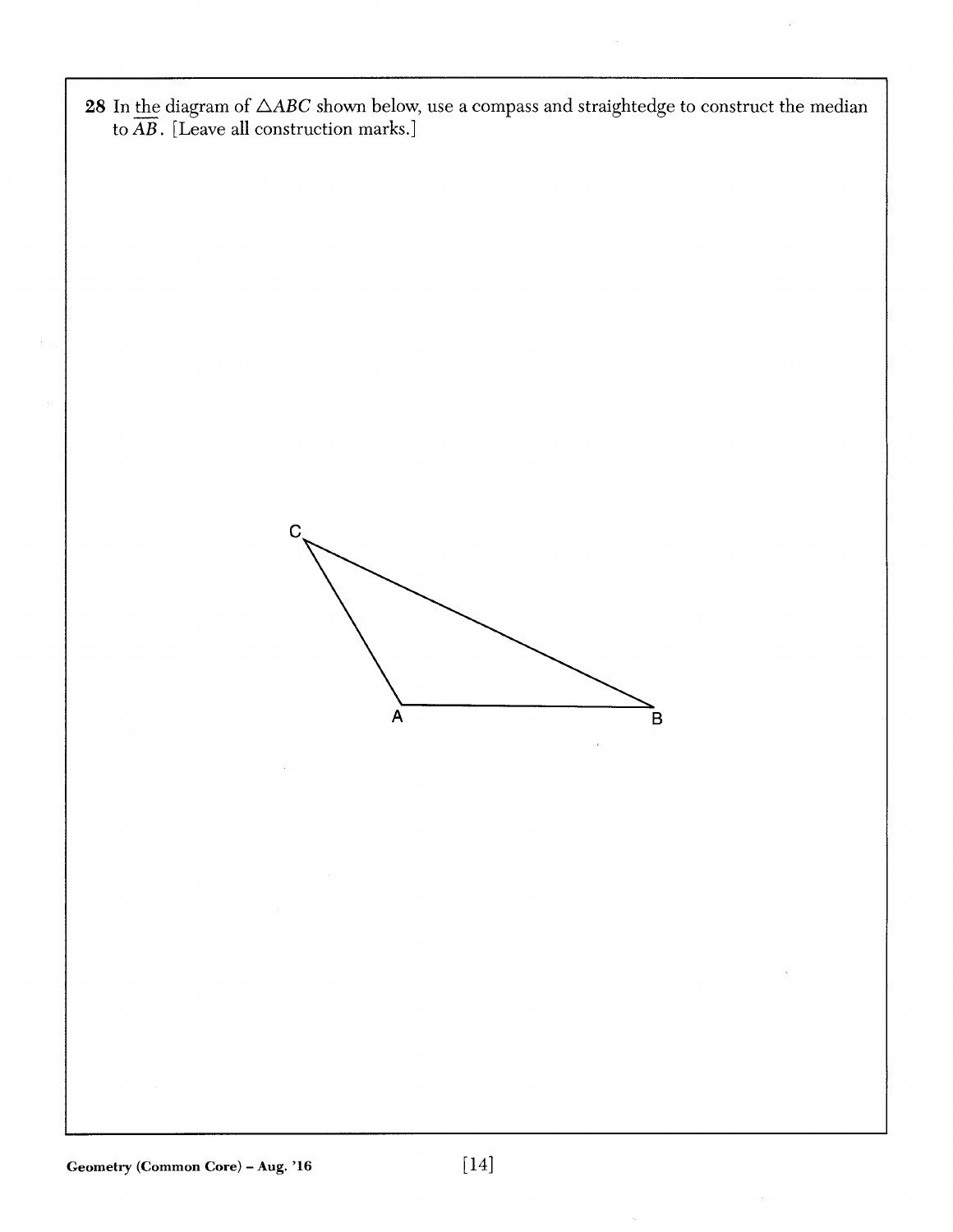28 In the diagram of $\triangle ABC$ shown below, use a compass and straightedge to construct the median to $\overline{AB}$. [Leave all construction marks.]

C

A B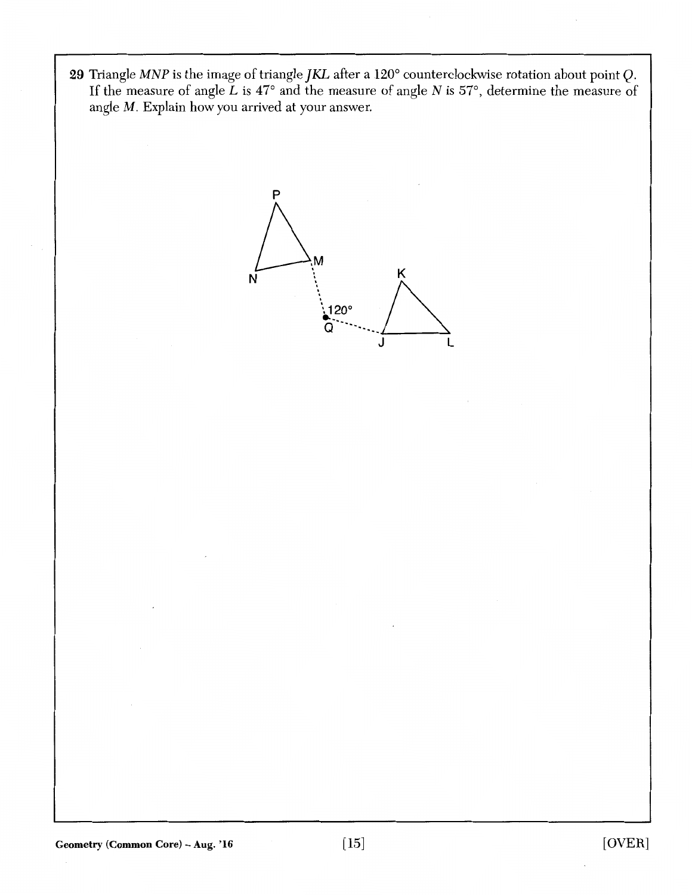**29** Triangle $MNP$ is the image of triangle $JKL$ after a 120° counterclockwise rotation about point $Q$. If the measure of angle $L$ is 47° and the measure of angle $N$ is 57°, determine the measure of angle $M$. Explain how you arrived at your answer.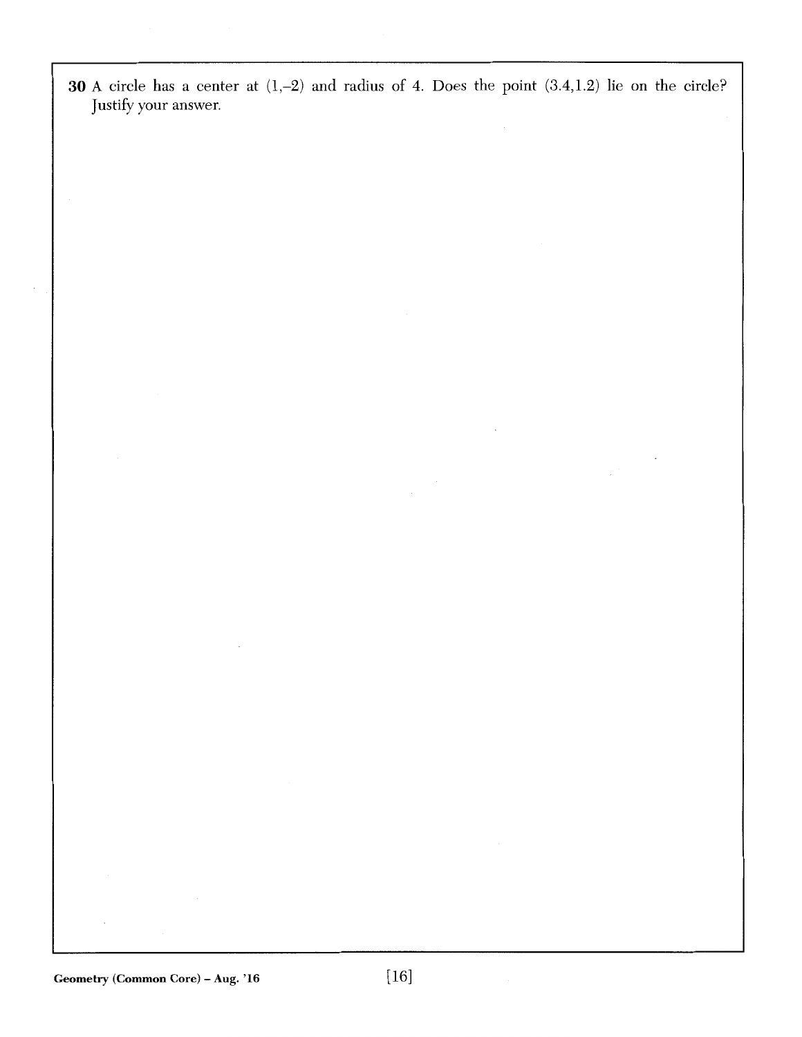**30** A circle has a center at $(1,-2)$ and radius of 4. Does the point $(3.4,1.2)$ lie on the circle? Justify your answer.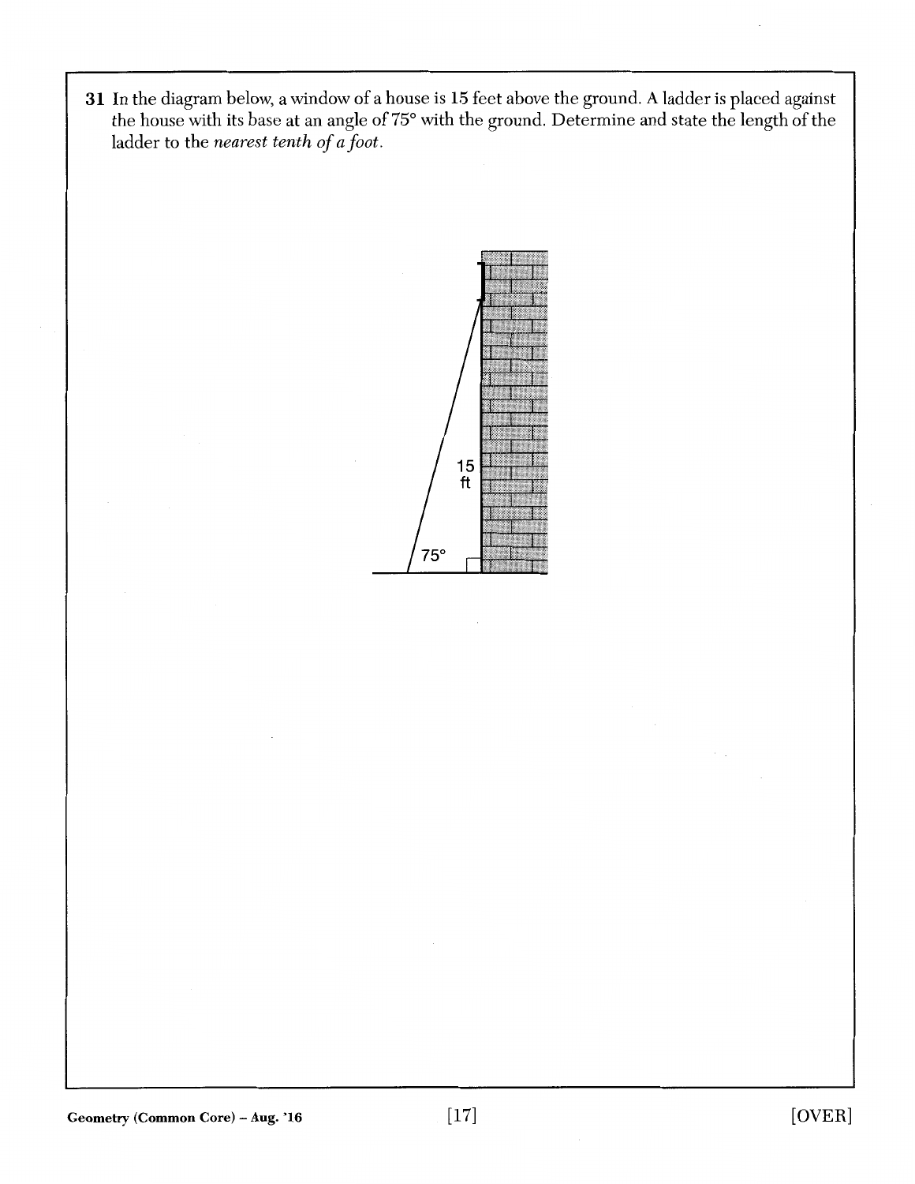**31** In the diagram below, a window of a house is 15 feet above the ground. A ladder is placed against the house with its base at an angle of 75° with the ground. Determine and state the length of the ladder to the *nearest tenth of a foot*.

15 ft

75°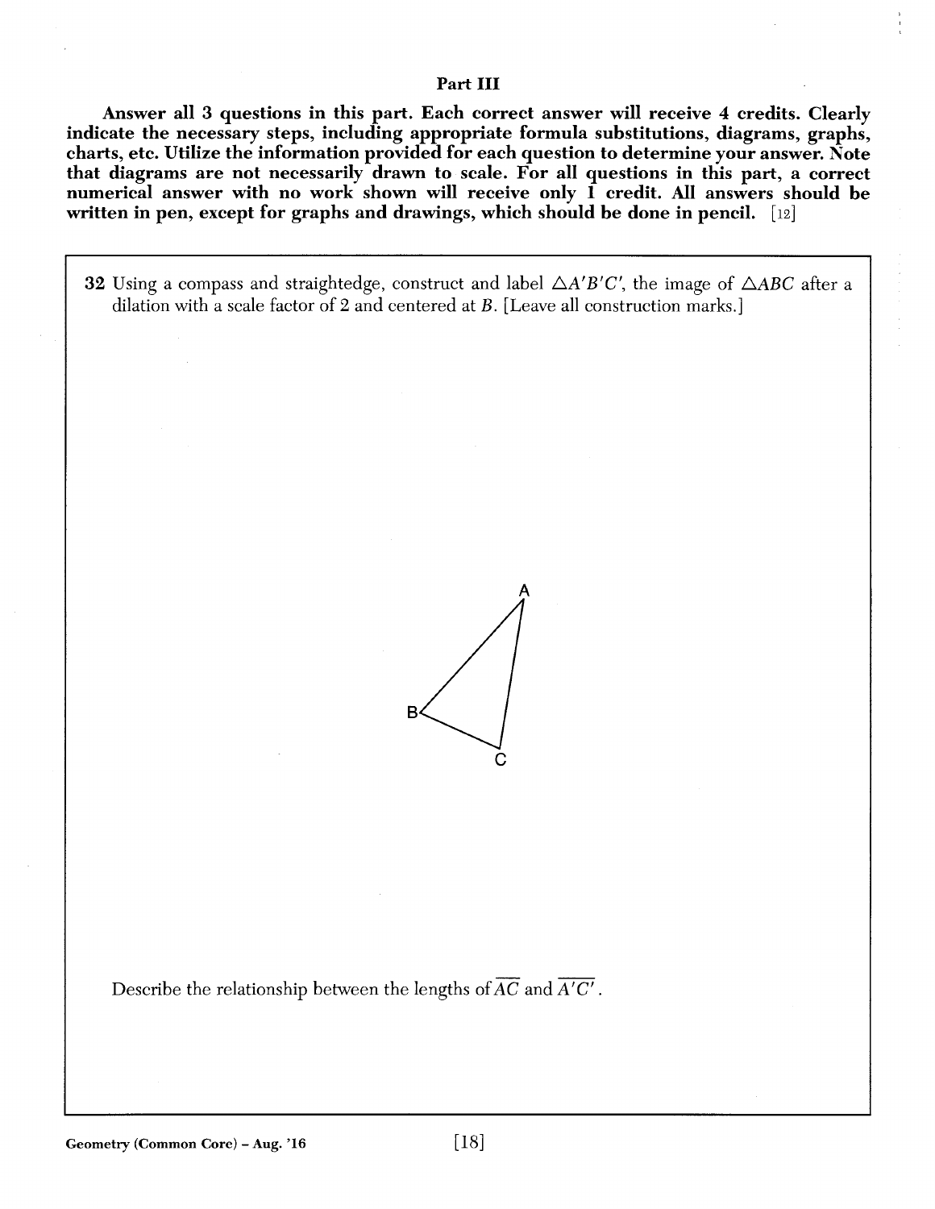## Part III

**Answer all 3 questions in this part. Each correct answer will receive 4 credits. Clearly indicate the necessary steps, including appropriate formula substitutions, diagrams, graphs, charts, etc. Utilize the information provided for each question to determine your answer. Note that diagrams are not necessarily drawn to scale. For all questions in this part, a correct numerical answer with no work shown will receive only 1 credit. All answers should be written in pen, except for graphs and drawings, which should be done in pencil.** [12]

**32** Using a compass and straightedge, construct and label $\triangle A'B'C'$, the image of $\triangle ABC$ after a dilation with a scale factor of 2 and centered at $B$. [Leave all construction marks.]

Describe the relationship between the lengths of $\overline{AC}$ and $\overline{A'C'}$.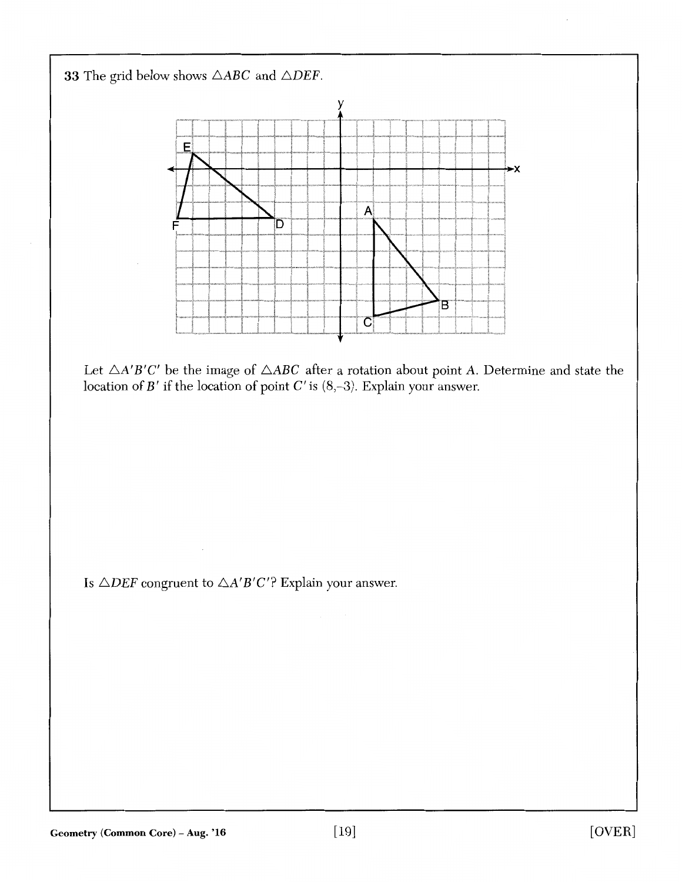**33** The grid below shows $\triangle ABC$ and $\triangle DEF$.

Let $\triangle A'B'C'$ be the image of $\triangle ABC$ after a rotation about point $A$. Determine and state the location of $B'$ if the location of point $C'$ is $(8,-3)$. Explain your answer.

Is $\triangle DEF$ congruent to $\triangle A'B'C'$? Explain your answer.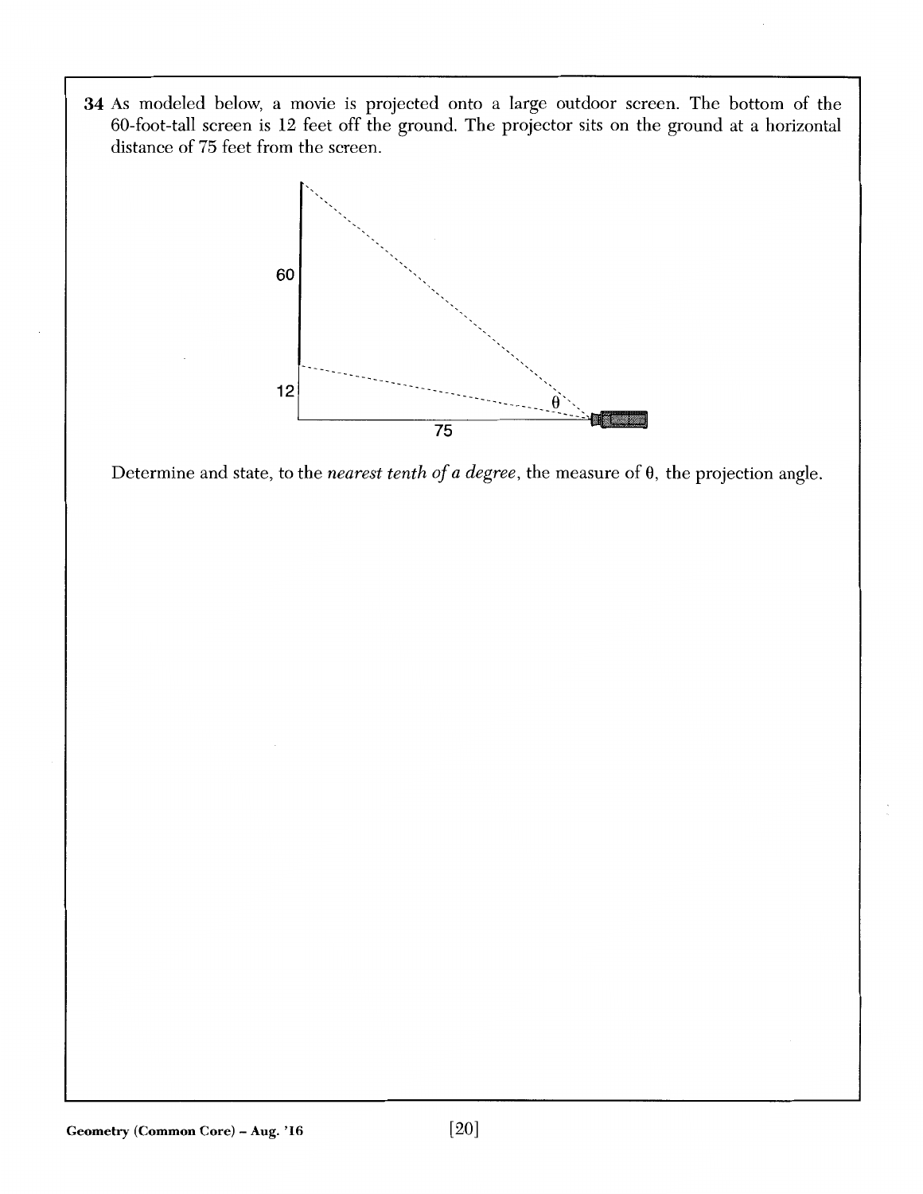34 As modeled below, a movie is projected onto a large outdoor screen. The bottom of the 60-foot-tall screen is 12 feet off the ground. The projector sits on the ground at a horizontal distance of 75 feet from the screen.

Determine and state, to the *nearest tenth of a degree*, the measure of $\theta$, the projection angle.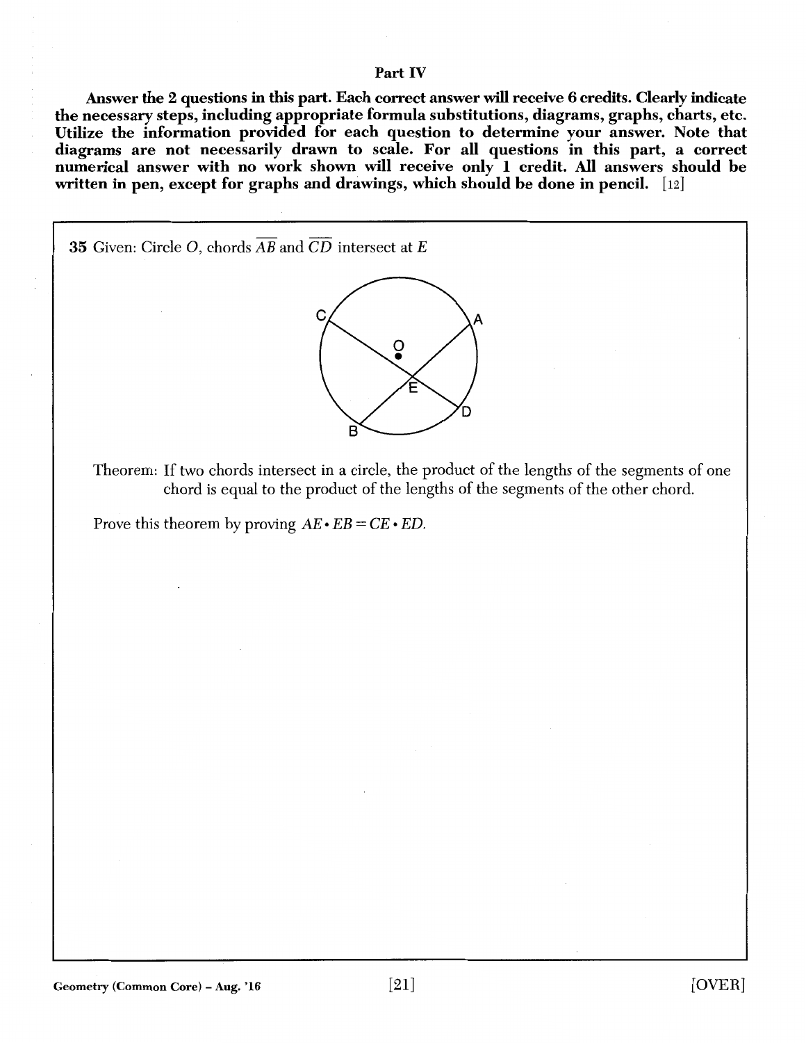## Part IV

**Answer the 2 questions in this part. Each correct answer will receive 6 credits. Clearly indicate the necessary steps, including appropriate formula substitutions, diagrams, graphs, charts, etc. Utilize the information provided for each question to determine your answer. Note that diagrams are not necessarily drawn to scale. For all questions in this part, a correct numerical answer with no work shown will receive only 1 credit. All answers should be written in pen, except for graphs and drawings, which should be done in pencil.** [12]

**35** Given: Circle $O$, chords $\overline{AB}$ and $\overline{CD}$ intersect at $E$

Theorem: If two chords intersect in a circle, the product of the lengths of the segments of one chord is equal to the product of the lengths of the segments of the other chord.

Prove this theorem by proving $AE \cdot EB = CE \cdot ED$.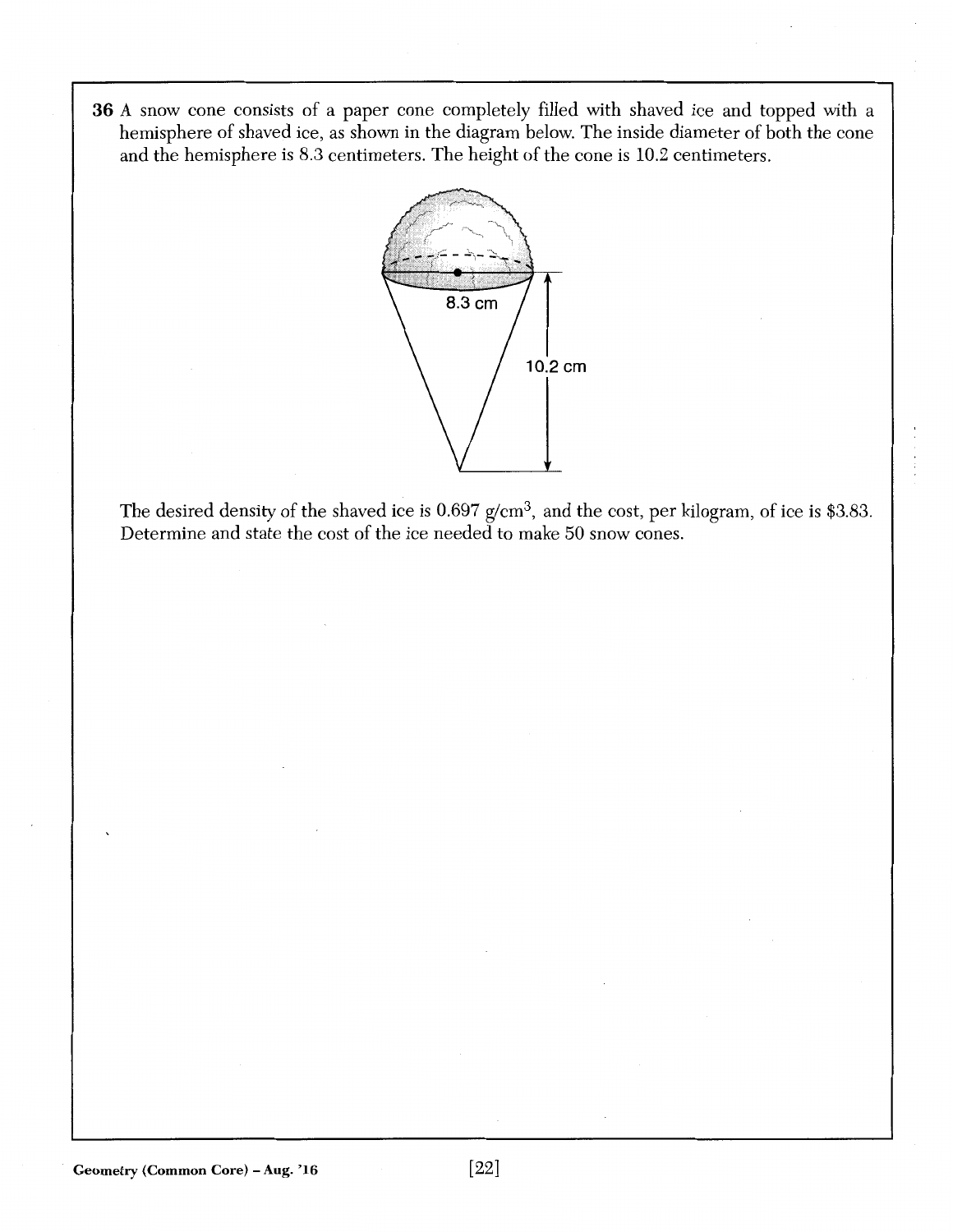**36** A snow cone consists of a paper cone completely filled with shaved ice and topped with a hemisphere of shaved ice, as shown in the diagram below. The inside diameter of both the cone and the hemisphere is 8.3 centimeters. The height of the cone is 10.2 centimeters.

8.3 cm

10.2 cm

The desired density of the shaved ice is 0.697 g/cm$^3$, and the cost, per kilogram, of ice is \$3.83. Determine and state the cost of the ice needed to make 50 snow cones.